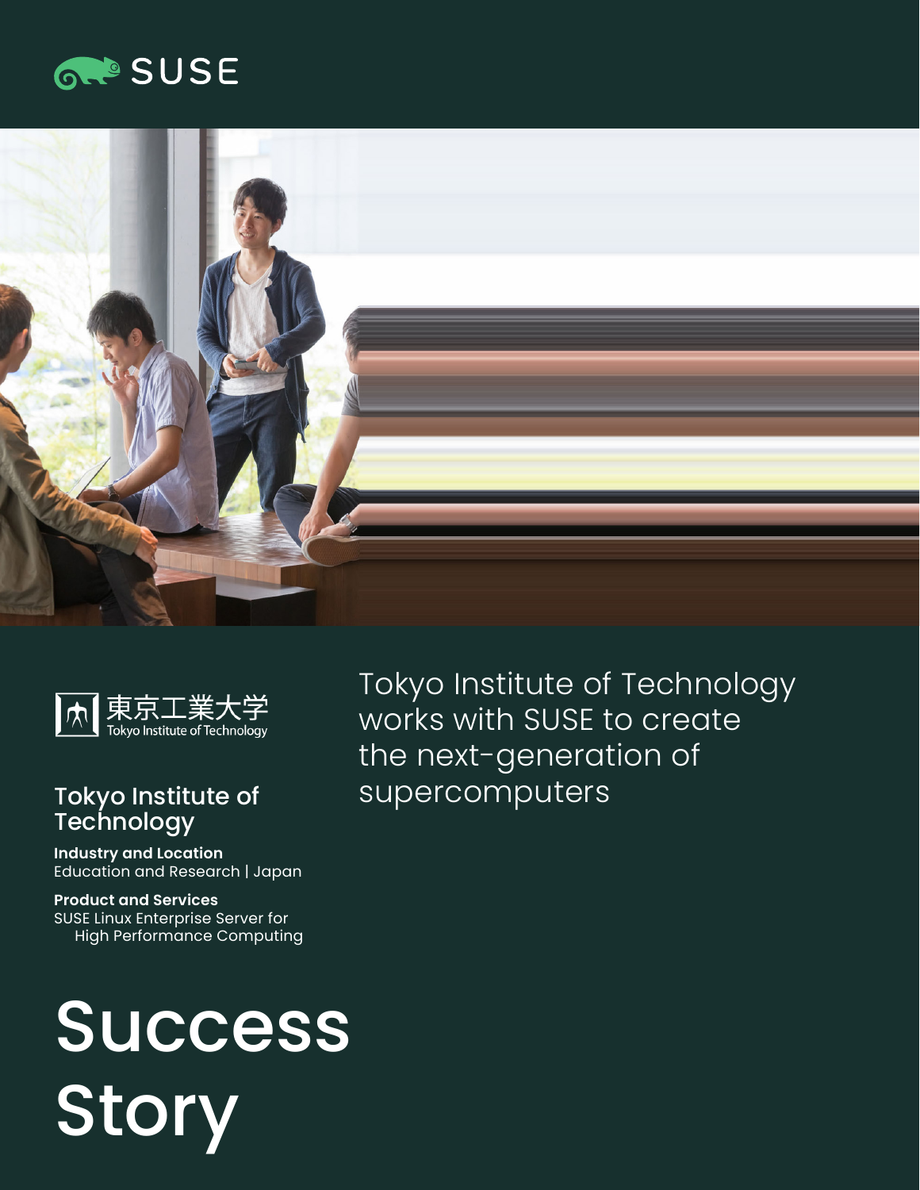SUSE

東京工業大学
Tokyo Institute of Technology

# Tokyo Institute of Technology works with SUSE to create the next-generation of supercomputers

## Tokyo Institute of Technology

**Industry and Location**
Education and Research | Japan

**Product and Services**
SUSE Linux Enterprise Server for High Performance Computing

# Success Story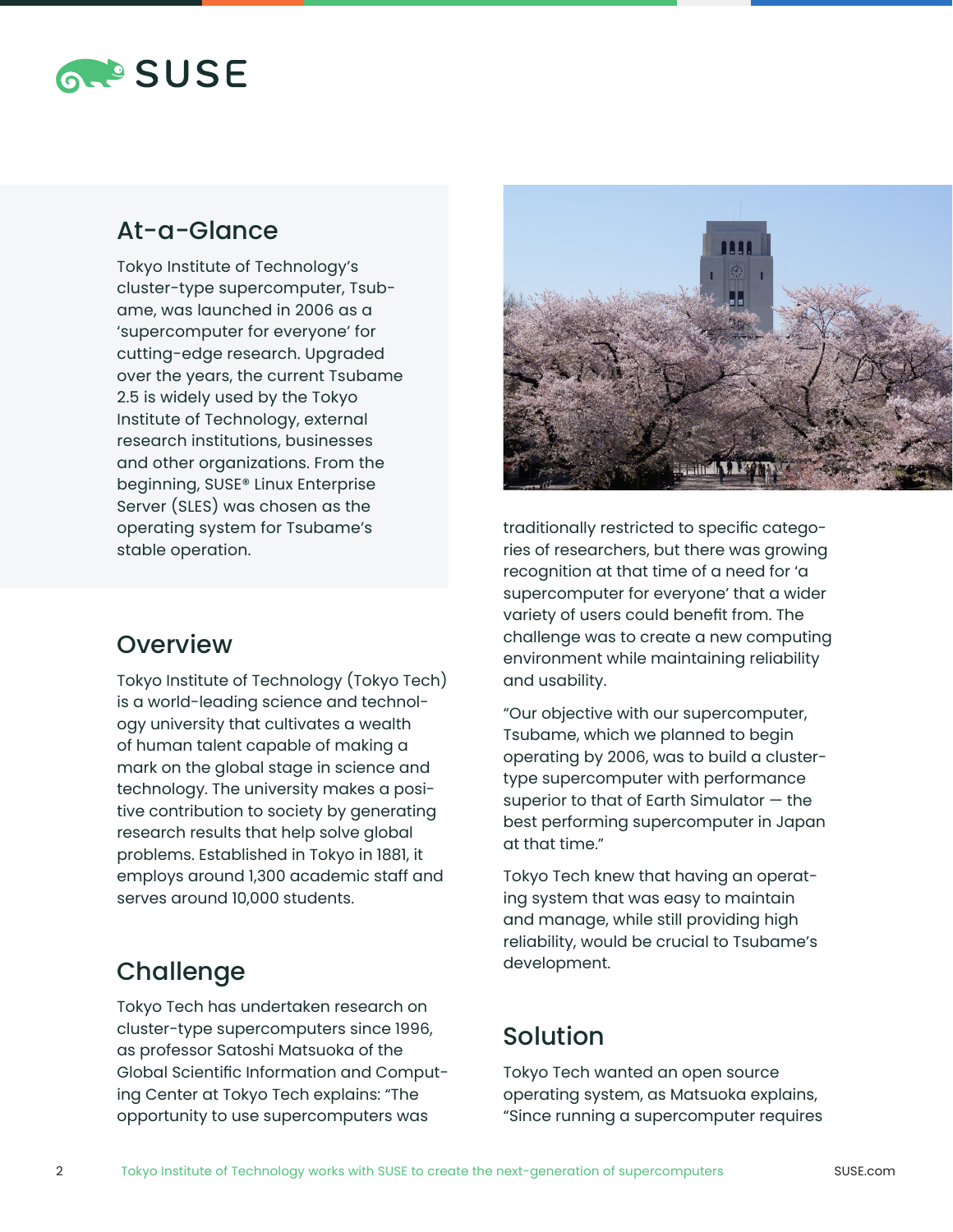## At-a-Glance

Tokyo Institute of Technology's cluster-type supercomputer, Tsubame, was launched in 2006 as a 'supercomputer for everyone' for cutting-edge research. Upgraded over the years, the current Tsubame 2.5 is widely used by the Tokyo Institute of Technology, external research institutions, businesses and other organizations. From the beginning, SUSE® Linux Enterprise Server (SLES) was chosen as the operating system for Tsubame's stable operation.

## Overview

Tokyo Institute of Technology (Tokyo Tech) is a world-leading science and technology university that cultivates a wealth of human talent capable of making a mark on the global stage in science and technology. The university makes a positive contribution to society by generating research results that help solve global problems. Established in Tokyo in 1881, it employs around 1,300 academic staff and serves around 10,000 students.

## Challenge

Tokyo Tech has undertaken research on cluster-type supercomputers since 1996, as professor Satoshi Matsuoka of the Global Scientific Information and Computing Center at Tokyo Tech explains: "The opportunity to use supercomputers was traditionally restricted to specific categories of researchers, but there was growing recognition at that time of a need for 'a supercomputer for everyone' that a wider variety of users could benefit from. The challenge was to create a new computing environment while maintaining reliability and usability.

"Our objective with our supercomputer, Tsubame, which we planned to begin operating by 2006, was to build a cluster-type supercomputer with performance superior to that of Earth Simulator — the best performing supercomputer in Japan at that time."

Tokyo Tech knew that having an operating system that was easy to maintain and manage, while still providing high reliability, would be crucial to Tsubame's development.

## Solution

Tokyo Tech wanted an open source operating system, as Matsuoka explains, "Since running a supercomputer requires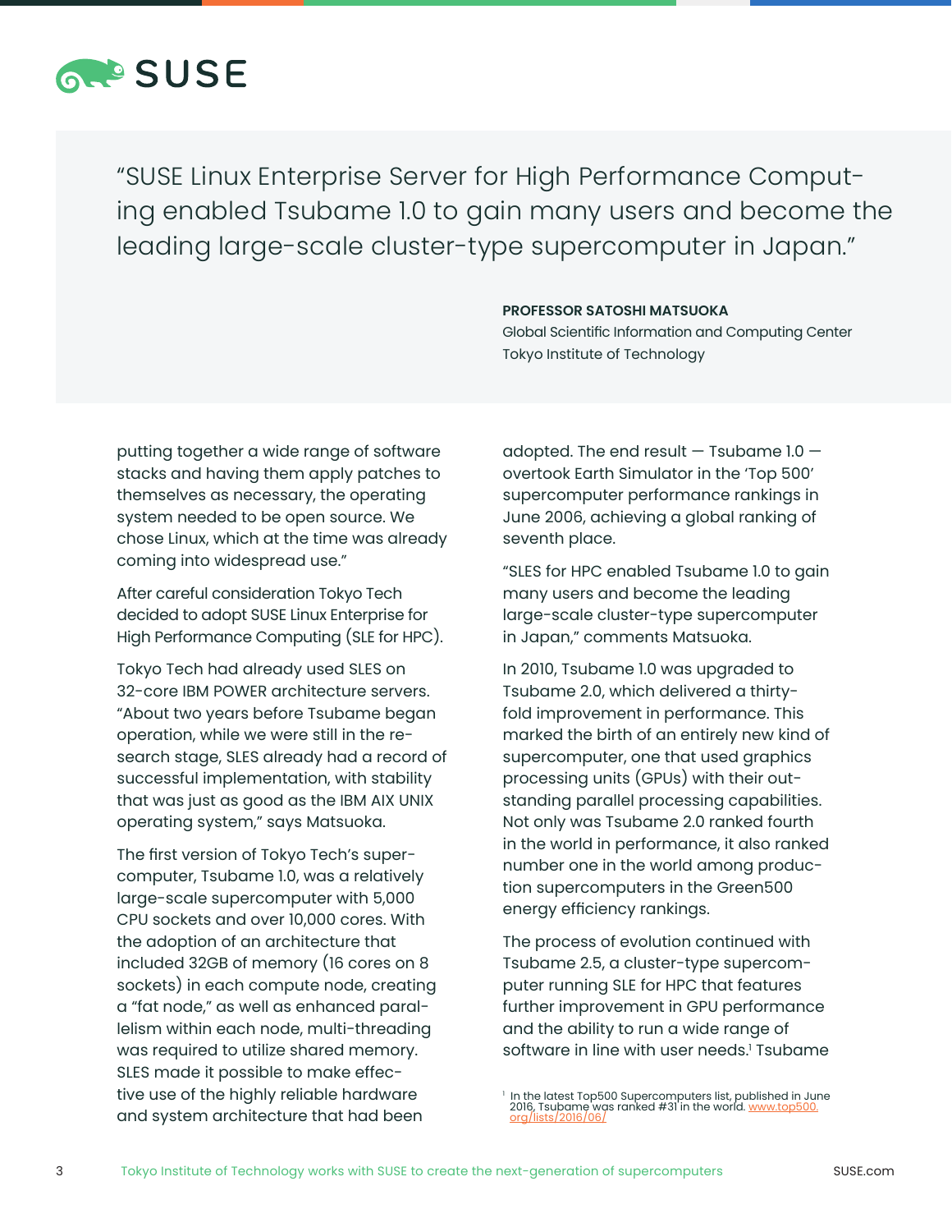> "SUSE Linux Enterprise Server for High Performance Computing enabled Tsubame 1.0 to gain many users and become the leading large-scale cluster-type supercomputer in Japan."
>
> **PROFESSOR SATOSHI MATSUOKA**
> Global Scientific Information and Computing Center
> Tokyo Institute of Technology

putting together a wide range of software stacks and having them apply patches to themselves as necessary, the operating system needed to be open source. We chose Linux, which at the time was already coming into widespread use."

After careful consideration Tokyo Tech decided to adopt SUSE Linux Enterprise for High Performance Computing (SLE for HPC).

Tokyo Tech had already used SLES on 32-core IBM POWER architecture servers. "About two years before Tsubame began operation, while we were still in the research stage, SLES already had a record of successful implementation, with stability that was just as good as the IBM AIX UNIX operating system," says Matsuoka.

The first version of Tokyo Tech's supercomputer, Tsubame 1.0, was a relatively large-scale supercomputer with 5,000 CPU sockets and over 10,000 cores. With the adoption of an architecture that included 32GB of memory (16 cores on 8 sockets) in each compute node, creating a "fat node," as well as enhanced parallelism within each node, multi-threading was required to utilize shared memory. SLES made it possible to make effective use of the highly reliable hardware and system architecture that had been adopted. The end result — Tsubame 1.0 — overtook Earth Simulator in the 'Top 500' supercomputer performance rankings in June 2006, achieving a global ranking of seventh place.

"SLES for HPC enabled Tsubame 1.0 to gain many users and become the leading large-scale cluster-type supercomputer in Japan," comments Matsuoka.

In 2010, Tsubame 1.0 was upgraded to Tsubame 2.0, which delivered a thirty-fold improvement in performance. This marked the birth of an entirely new kind of supercomputer, one that used graphics processing units (GPUs) with their outstanding parallel processing capabilities. Not only was Tsubame 2.0 ranked fourth in the world in performance, it also ranked number one in the world among production supercomputers in the Green500 energy efficiency rankings.

The process of evolution continued with Tsubame 2.5, a cluster-type supercomputer running SLE for HPC that features further improvement in GPU performance and the ability to run a wide range of software in line with user needs.[1] Tsubame

[1] In the latest Top500 Supercomputers list, published in June 2016, Tsubame was ranked #31 in the world. www.top500.org/lists/2016/06/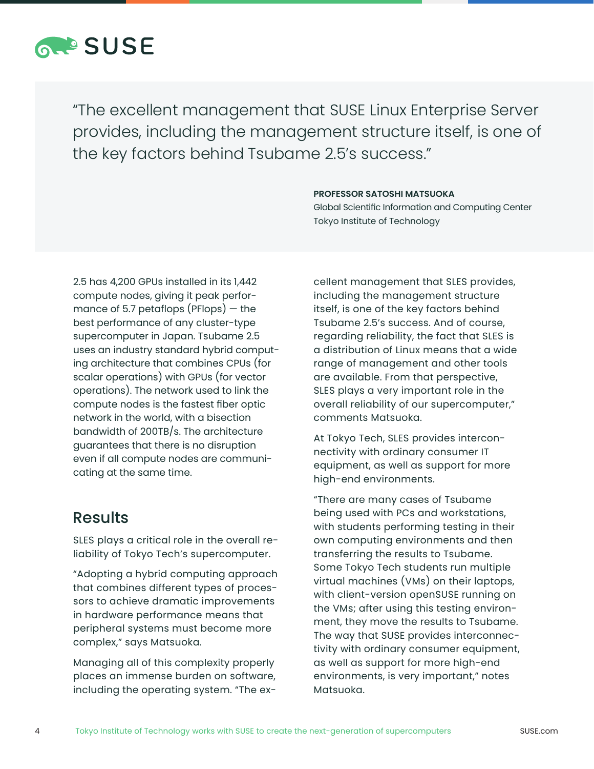> "The excellent management that SUSE Linux Enterprise Server provides, including the management structure itself, is one of the key factors behind Tsubame 2.5's success."
>
> **PROFESSOR SATOSHI MATSUOKA**
> Global Scientific Information and Computing Center
> Tokyo Institute of Technology

2.5 has 4,200 GPUs installed in its 1,442 compute nodes, giving it peak performance of 5.7 petaflops (PFlops) — the best performance of any cluster-type supercomputer in Japan. Tsubame 2.5 uses an industry standard hybrid computing architecture that combines CPUs (for scalar operations) with GPUs (for vector operations). The network used to link the compute nodes is the fastest fiber optic network in the world, with a bisection bandwidth of 200TB/s. The architecture guarantees that there is no disruption even if all compute nodes are communicating at the same time.

## Results

SLES plays a critical role in the overall reliability of Tokyo Tech's supercomputer.

"Adopting a hybrid computing approach that combines different types of processors to achieve dramatic improvements in hardware performance means that peripheral systems must become more complex," says Matsuoka.

Managing all of this complexity properly places an immense burden on software, including the operating system. "The excellent management that SLES provides, including the management structure itself, is one of the key factors behind Tsubame 2.5's success. And of course, regarding reliability, the fact that SLES is a distribution of Linux means that a wide range of management and other tools are available. From that perspective, SLES plays a very important role in the overall reliability of our supercomputer," comments Matsuoka.

At Tokyo Tech, SLES provides interconnectivity with ordinary consumer IT equipment, as well as support for more high-end environments.

"There are many cases of Tsubame being used with PCs and workstations, with students performing testing in their own computing environments and then transferring the results to Tsubame. Some Tokyo Tech students run multiple virtual machines (VMs) on their laptops, with client-version openSUSE running on the VMs; after using this testing environment, they move the results to Tsubame. The way that SUSE provides interconnectivity with ordinary consumer equipment, as well as support for more high-end environments, is very important," notes Matsuoka.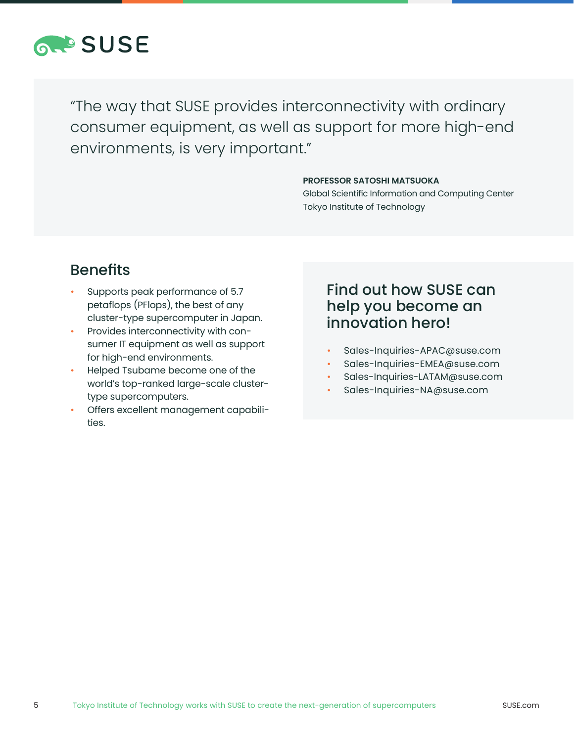> "The way that SUSE provides interconnectivity with ordinary consumer equipment, as well as support for more high-end environments, is very important."
>
> **PROFESSOR SATOSHI MATSUOKA**
> Global Scientific Information and Computing Center
> Tokyo Institute of Technology

## Benefits

- Supports peak performance of 5.7 petaflops (PFlops), the best of any cluster-type supercomputer in Japan.
- Provides interconnectivity with consumer IT equipment as well as support for high-end environments.
- Helped Tsubame become one of the world's top-ranked large-scale cluster-type supercomputers.
- Offers excellent management capabilities.

## Find out how SUSE can help you become an innovation hero!

- Sales-Inquiries-APAC@suse.com
- Sales-Inquiries-EMEA@suse.com
- Sales-Inquiries-LATAM@suse.com
- Sales-Inquiries-NA@suse.com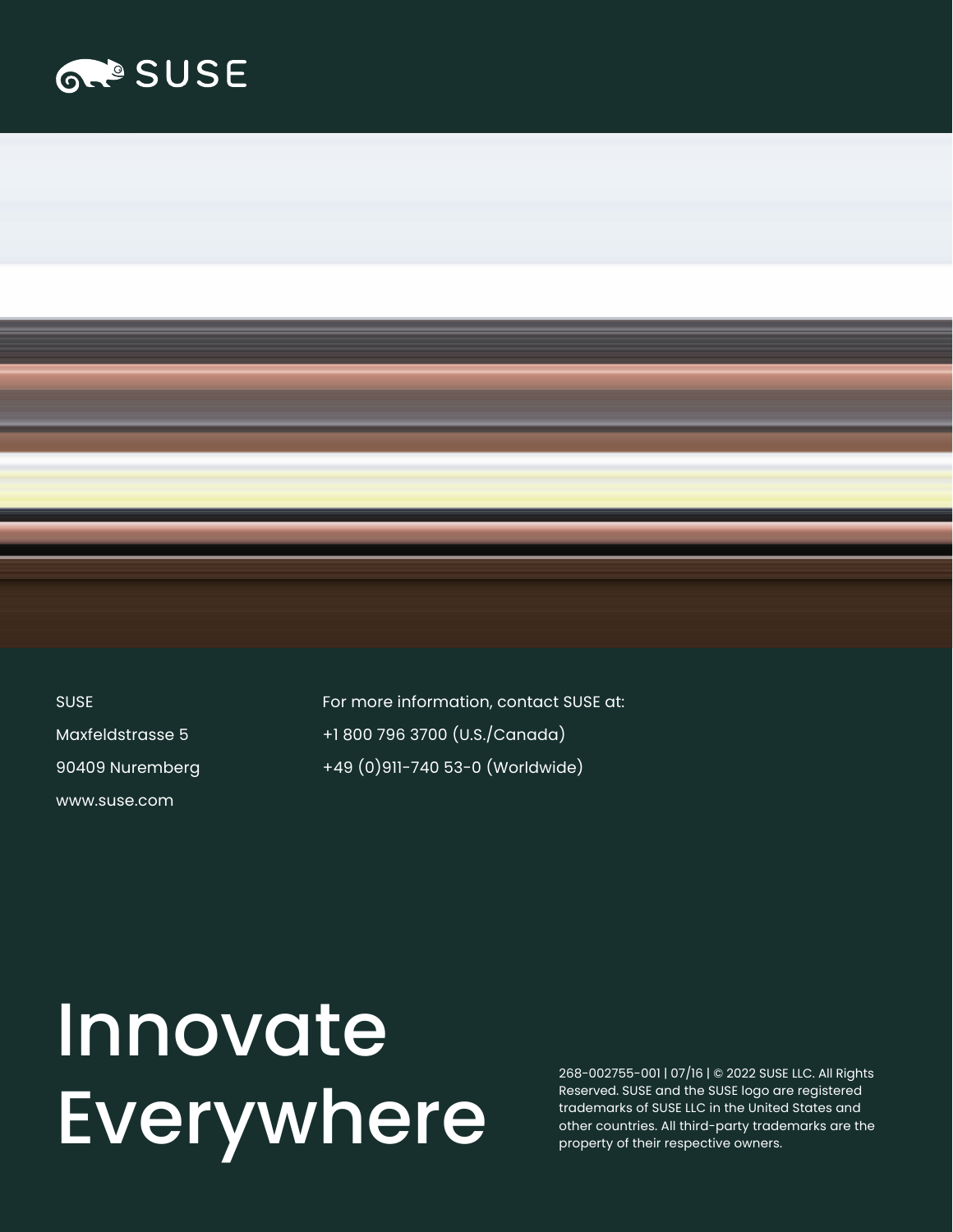SUSE

SUSE

Maxfeldstrasse 5

90409 Nuremberg

www.suse.com

For more information, contact SUSE at:

+1 800 796 3700 (U.S./Canada)

+49 (0)911-740 53-0 (Worldwide)

# Innovate Everywhere

268-002755-001 | 07/16 | © 2022 SUSE LLC. All Rights Reserved. SUSE and the SUSE logo are registered trademarks of SUSE LLC in the United States and other countries. All third-party trademarks are the property of their respective owners.